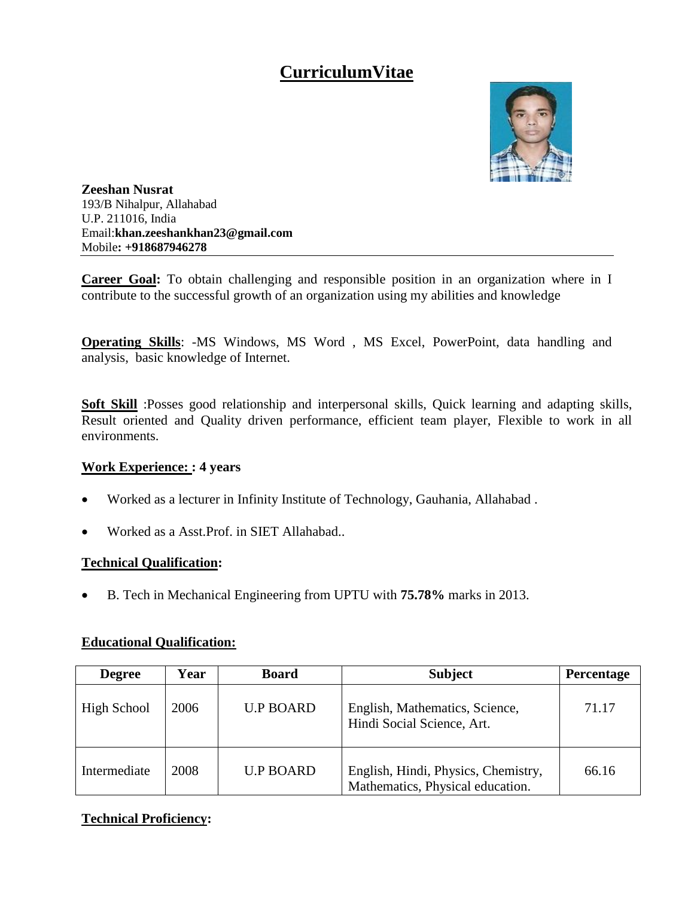# CurriculumVitae

**Zeeshan Nusrat**
193/B Nihalpur, Allahabad
U.P. 211016, India
Email:**khan.zeeshankhan23@gmail.com**
Mobile**: +918687946278**

---

**Career Goal:** To obtain challenging and responsible position in an organization where in I contribute to the successful growth of an organization using my abilities and knowledge

**Operating Skills**: -MS Windows, MS Word , MS Excel, PowerPoint, data handling and analysis, basic knowledge of Internet.

**Soft Skill** :Posses good relationship and interpersonal skills, Quick learning and adapting skills, Result oriented and Quality driven performance, efficient team player, Flexible to work in all environments.

**Work Experience: : 4 years**

- Worked as a lecturer in Infinity Institute of Technology, Gauhania, Allahabad .
- Worked as a Asst.Prof. in SIET Allahabad..

**Technical Qualification:**

- B. Tech in Mechanical Engineering from UPTU with **75.78%** marks in 2013.

**Educational Qualification:**

| Degree | Year | Board | Subject | Percentage |
|---|---|---|---|---|
| High School | 2006 | U.P BOARD | English, Mathematics, Science, Hindi Social Science, Art. | 71.17 |
| Intermediate | 2008 | U.P BOARD | English, Hindi, Physics, Chemistry, Mathematics, Physical education. | 66.16 |

**Technical Proficiency:**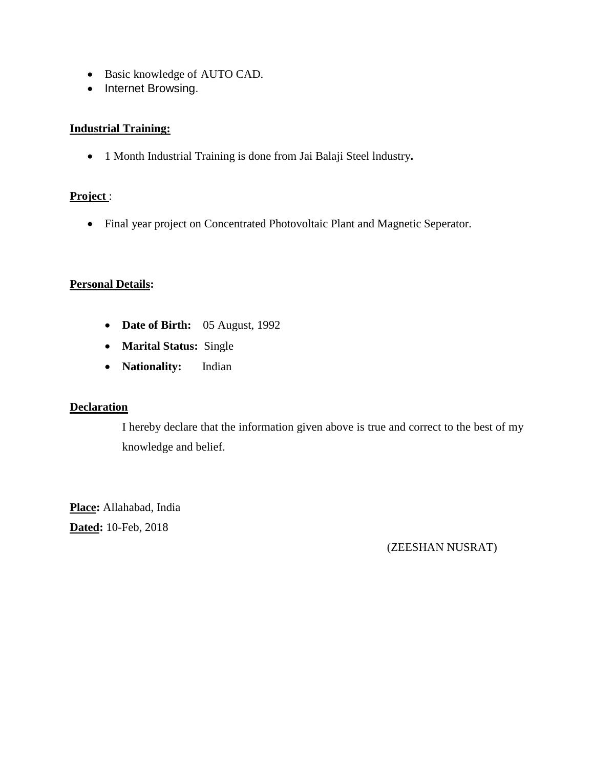- Basic knowledge of AUTO CAD.
- Internet Browsing.

**Industrial Training:**

- 1 Month Industrial Training is done from Jai Balaji Steel lndustry**.**

**Project** :

- Final year project on Concentrated Photovoltaic Plant and Magnetic Seperator.

**Personal Details:**

- **Date of Birth:** 05 August, 1992
- **Marital Status:** Single
- **Nationality:** Indian

**Declaration**

I hereby declare that the information given above is true and correct to the best of my knowledge and belief.

**Place:** Allahabad, India

**Dated:** 10-Feb, 2018

(ZEESHAN NUSRAT)